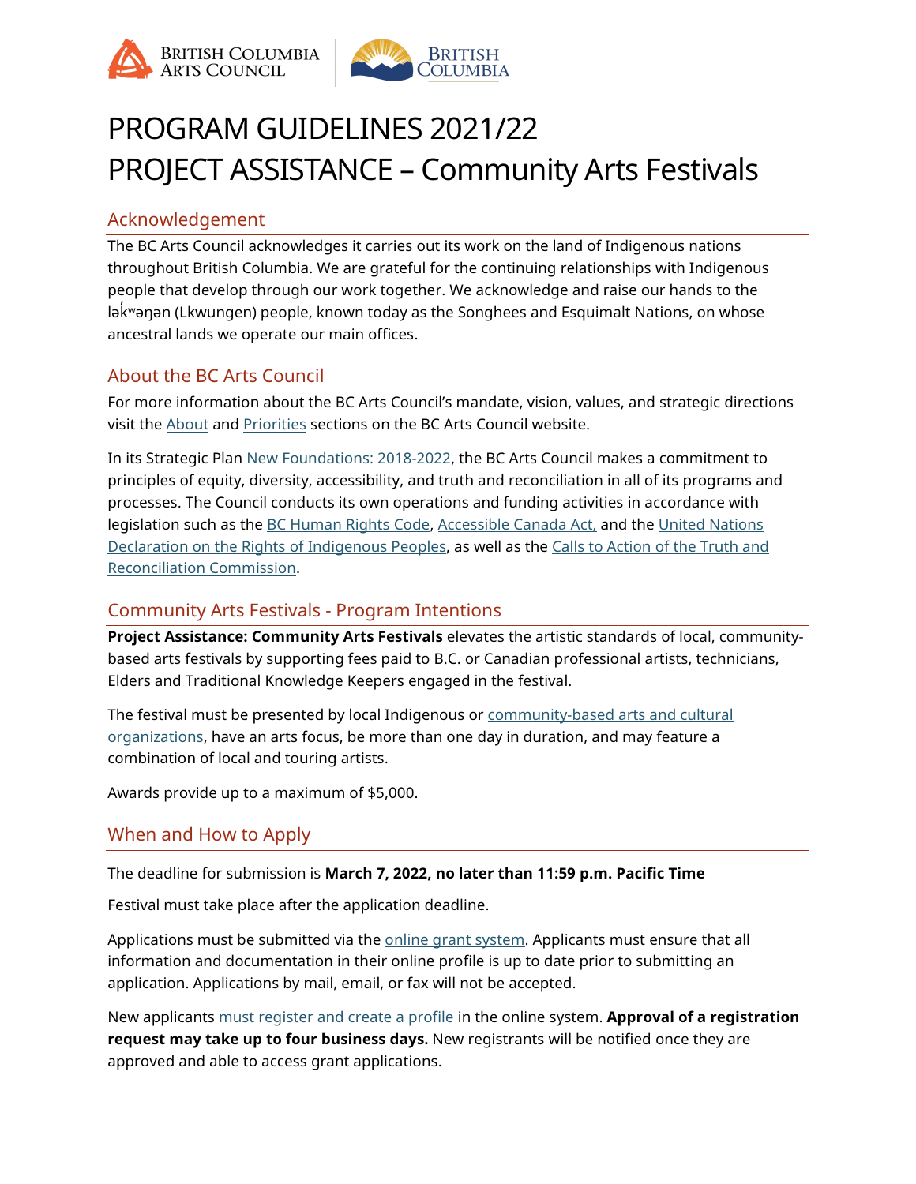# PROGRAM GUIDELINES 2021/22
# PROJECT ASSISTANCE – Community Arts Festivals

## Acknowledgement

The BC Arts Council acknowledges it carries out its work on the land of Indigenous nations throughout British Columbia. We are grateful for the continuing relationships with Indigenous people that develop through our work together. We acknowledge and raise our hands to the lək̓ʷəŋən (Lkwungen) people, known today as the Songhees and Esquimalt Nations, on whose ancestral lands we operate our main offices.

## About the BC Arts Council

For more information about the BC Arts Council's mandate, vision, values, and strategic directions visit the About and Priorities sections on the BC Arts Council website.

In its Strategic Plan New Foundations: 2018-2022, the BC Arts Council makes a commitment to principles of equity, diversity, accessibility, and truth and reconciliation in all of its programs and processes. The Council conducts its own operations and funding activities in accordance with legislation such as the BC Human Rights Code, Accessible Canada Act, and the United Nations Declaration on the Rights of Indigenous Peoples, as well as the Calls to Action of the Truth and Reconciliation Commission.

## Community Arts Festivals - Program Intentions

**Project Assistance: Community Arts Festivals** elevates the artistic standards of local, community-based arts festivals by supporting fees paid to B.C. or Canadian professional artists, technicians, Elders and Traditional Knowledge Keepers engaged in the festival.

The festival must be presented by local Indigenous or community-based arts and cultural organizations, have an arts focus, be more than one day in duration, and may feature a combination of local and touring artists.

Awards provide up to a maximum of $5,000.

## When and How to Apply

The deadline for submission is **March 7, 2022, no later than 11:59 p.m. Pacific Time**

Festival must take place after the application deadline.

Applications must be submitted via the online grant system. Applicants must ensure that all information and documentation in their online profile is up to date prior to submitting an application. Applications by mail, email, or fax will not be accepted.

New applicants must register and create a profile in the online system. **Approval of a registration request may take up to four business days.** New registrants will be notified once they are approved and able to access grant applications.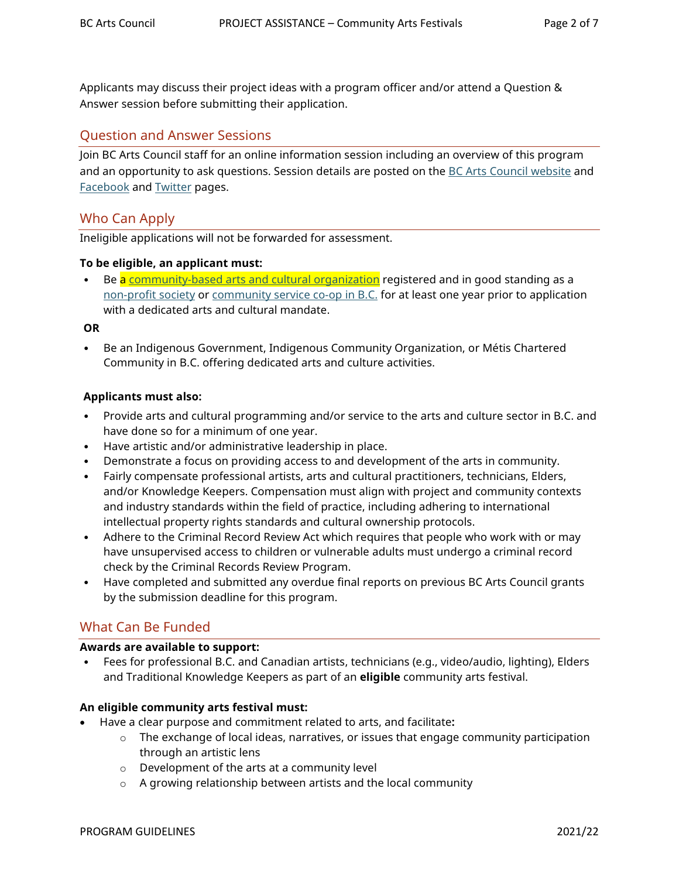Applicants may discuss their project ideas with a program officer and/or attend a Question & Answer session before submitting their application.

## Question and Answer Sessions

Join BC Arts Council staff for an online information session including an overview of this program and an opportunity to ask questions. Session details are posted on the BC Arts Council website and Facebook and Twitter pages.

## Who Can Apply

Ineligible applications will not be forwarded for assessment.

**To be eligible, an applicant must:**

- Be a community-based arts and cultural organization registered and in good standing as a non-profit society or community service co-op in B.C. for at least one year prior to application with a dedicated arts and cultural mandate.

**OR**

- Be an Indigenous Government, Indigenous Community Organization, or Métis Chartered Community in B.C. offering dedicated arts and culture activities.

**Applicants must also:**

- Provide arts and cultural programming and/or service to the arts and culture sector in B.C. and have done so for a minimum of one year.
- Have artistic and/or administrative leadership in place.
- Demonstrate a focus on providing access to and development of the arts in community.
- Fairly compensate professional artists, arts and cultural practitioners, technicians, Elders, and/or Knowledge Keepers. Compensation must align with project and community contexts and industry standards within the field of practice, including adhering to international intellectual property rights standards and cultural ownership protocols.
- Adhere to the Criminal Record Review Act which requires that people who work with or may have unsupervised access to children or vulnerable adults must undergo a criminal record check by the Criminal Records Review Program.
- Have completed and submitted any overdue final reports on previous BC Arts Council grants by the submission deadline for this program.

## What Can Be Funded

**Awards are available to support:**

- Fees for professional B.C. and Canadian artists, technicians (e.g., video/audio, lighting), Elders and Traditional Knowledge Keepers as part of an **eligible** community arts festival.

**An eligible community arts festival must:**

- Have a clear purpose and commitment related to arts, and facilitate**:**
  - The exchange of local ideas, narratives, or issues that engage community participation through an artistic lens
  - Development of the arts at a community level
  - A growing relationship between artists and the local community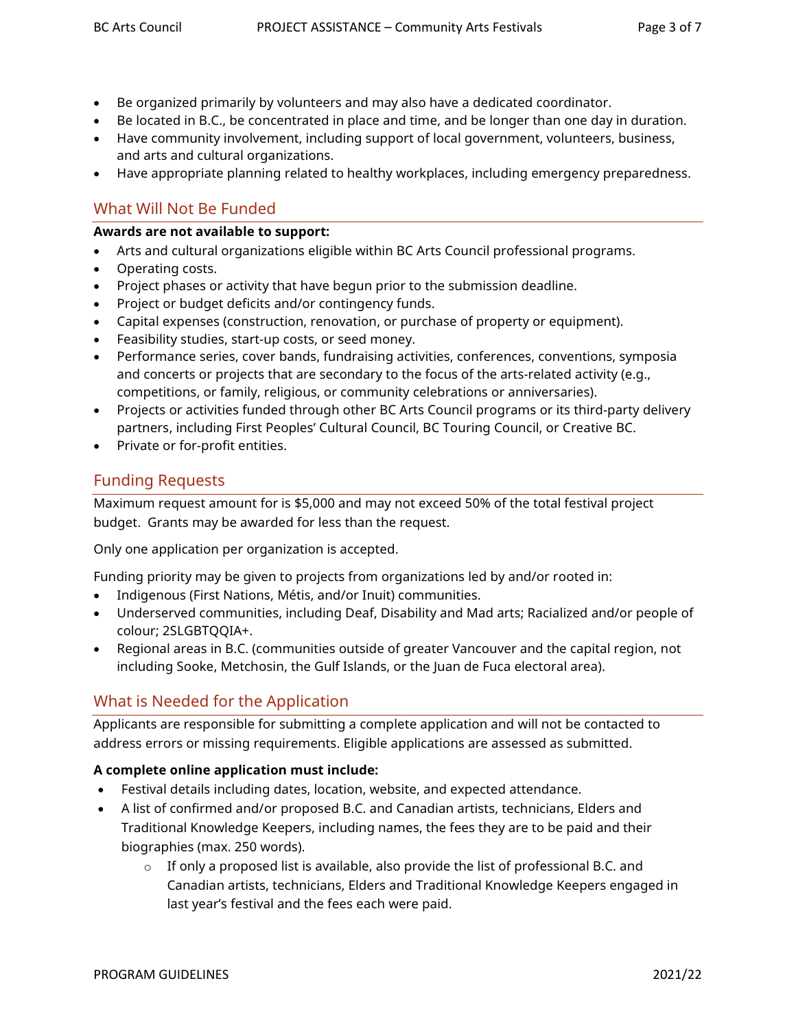- Be organized primarily by volunteers and may also have a dedicated coordinator.
- Be located in B.C., be concentrated in place and time, and be longer than one day in duration.
- Have community involvement, including support of local government, volunteers, business, and arts and cultural organizations.
- Have appropriate planning related to healthy workplaces, including emergency preparedness.

## What Will Not Be Funded

**Awards are not available to support:**

- Arts and cultural organizations eligible within BC Arts Council professional programs.
- Operating costs.
- Project phases or activity that have begun prior to the submission deadline.
- Project or budget deficits and/or contingency funds.
- Capital expenses (construction, renovation, or purchase of property or equipment).
- Feasibility studies, start-up costs, or seed money.
- Performance series, cover bands, fundraising activities, conferences, conventions, symposia and concerts or projects that are secondary to the focus of the arts-related activity (e.g., competitions, or family, religious, or community celebrations or anniversaries).
- Projects or activities funded through other BC Arts Council programs or its third-party delivery partners, including First Peoples' Cultural Council, BC Touring Council, or Creative BC.
- Private or for-profit entities.

## Funding Requests

Maximum request amount for is $5,000 and may not exceed 50% of the total festival project budget. Grants may be awarded for less than the request.

Only one application per organization is accepted.

Funding priority may be given to projects from organizations led by and/or rooted in:

- Indigenous (First Nations, Métis, and/or Inuit) communities.
- Underserved communities, including Deaf, Disability and Mad arts; Racialized and/or people of colour; 2SLGBTQQIA+.
- Regional areas in B.C. (communities outside of greater Vancouver and the capital region, not including Sooke, Metchosin, the Gulf Islands, or the Juan de Fuca electoral area).

## What is Needed for the Application

Applicants are responsible for submitting a complete application and will not be contacted to address errors or missing requirements. Eligible applications are assessed as submitted.

**A complete online application must include:**

- Festival details including dates, location, website, and expected attendance.
- A list of confirmed and/or proposed B.C. and Canadian artists, technicians, Elders and Traditional Knowledge Keepers, including names, the fees they are to be paid and their biographies (max. 250 words).
    - If only a proposed list is available, also provide the list of professional B.C. and Canadian artists, technicians, Elders and Traditional Knowledge Keepers engaged in last year's festival and the fees each were paid.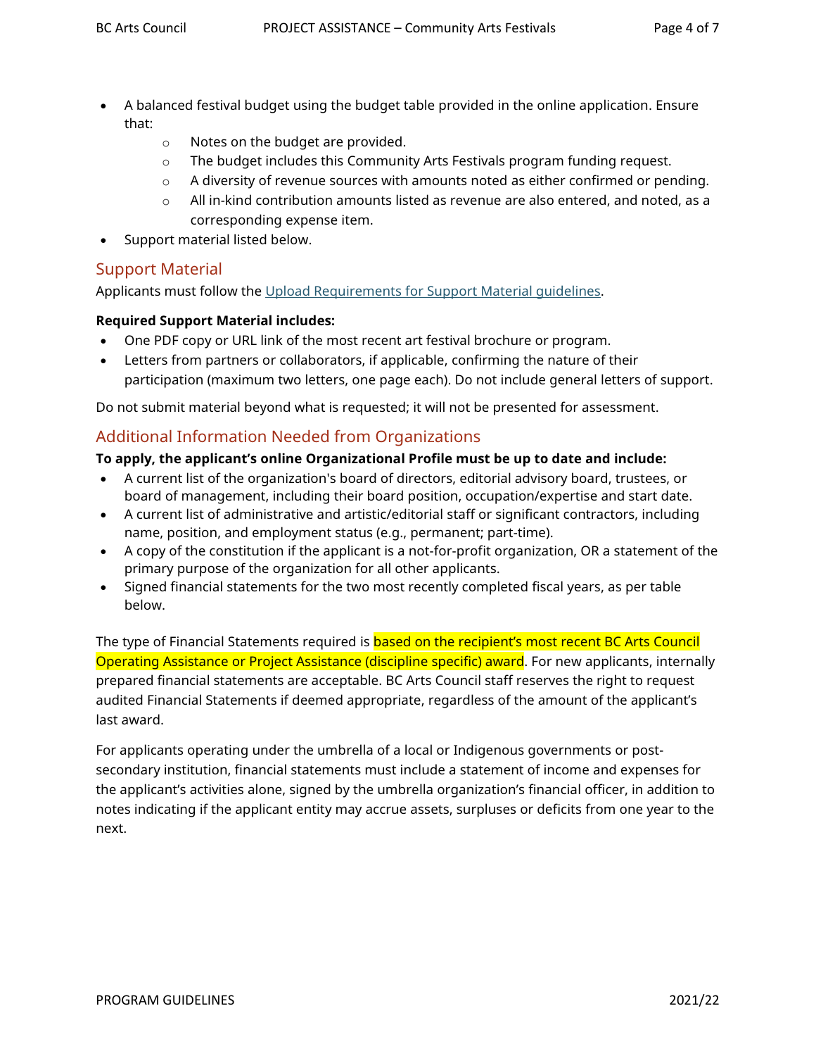- A balanced festival budget using the budget table provided in the online application. Ensure that:
  - Notes on the budget are provided.
  - The budget includes this Community Arts Festivals program funding request.
  - A diversity of revenue sources with amounts noted as either confirmed or pending.
  - All in-kind contribution amounts listed as revenue are also entered, and noted, as a corresponding expense item.
- Support material listed below.

## Support Material

Applicants must follow the [Upload Requirements for Support Material guidelines](#).

**Required Support Material includes:**

- One PDF copy or URL link of the most recent art festival brochure or program.
- Letters from partners or collaborators, if applicable, confirming the nature of their participation (maximum two letters, one page each). Do not include general letters of support.

Do not submit material beyond what is requested; it will not be presented for assessment.

## Additional Information Needed from Organizations

**To apply, the applicant's online Organizational Profile must be up to date and include:**

- A current list of the organization's board of directors, editorial advisory board, trustees, or board of management, including their board position, occupation/expertise and start date.
- A current list of administrative and artistic/editorial staff or significant contractors, including name, position, and employment status (e.g., permanent; part-time).
- A copy of the constitution if the applicant is a not-for-profit organization, OR a statement of the primary purpose of the organization for all other applicants.
- Signed financial statements for the two most recently completed fiscal years, as per table below.

The type of Financial Statements required is based on the recipient's most recent BC Arts Council Operating Assistance or Project Assistance (discipline specific) award. For new applicants, internally prepared financial statements are acceptable. BC Arts Council staff reserves the right to request audited Financial Statements if deemed appropriate, regardless of the amount of the applicant's last award.

For applicants operating under the umbrella of a local or Indigenous governments or post-secondary institution, financial statements must include a statement of income and expenses for the applicant's activities alone, signed by the umbrella organization's financial officer, in addition to notes indicating if the applicant entity may accrue assets, surpluses or deficits from one year to the next.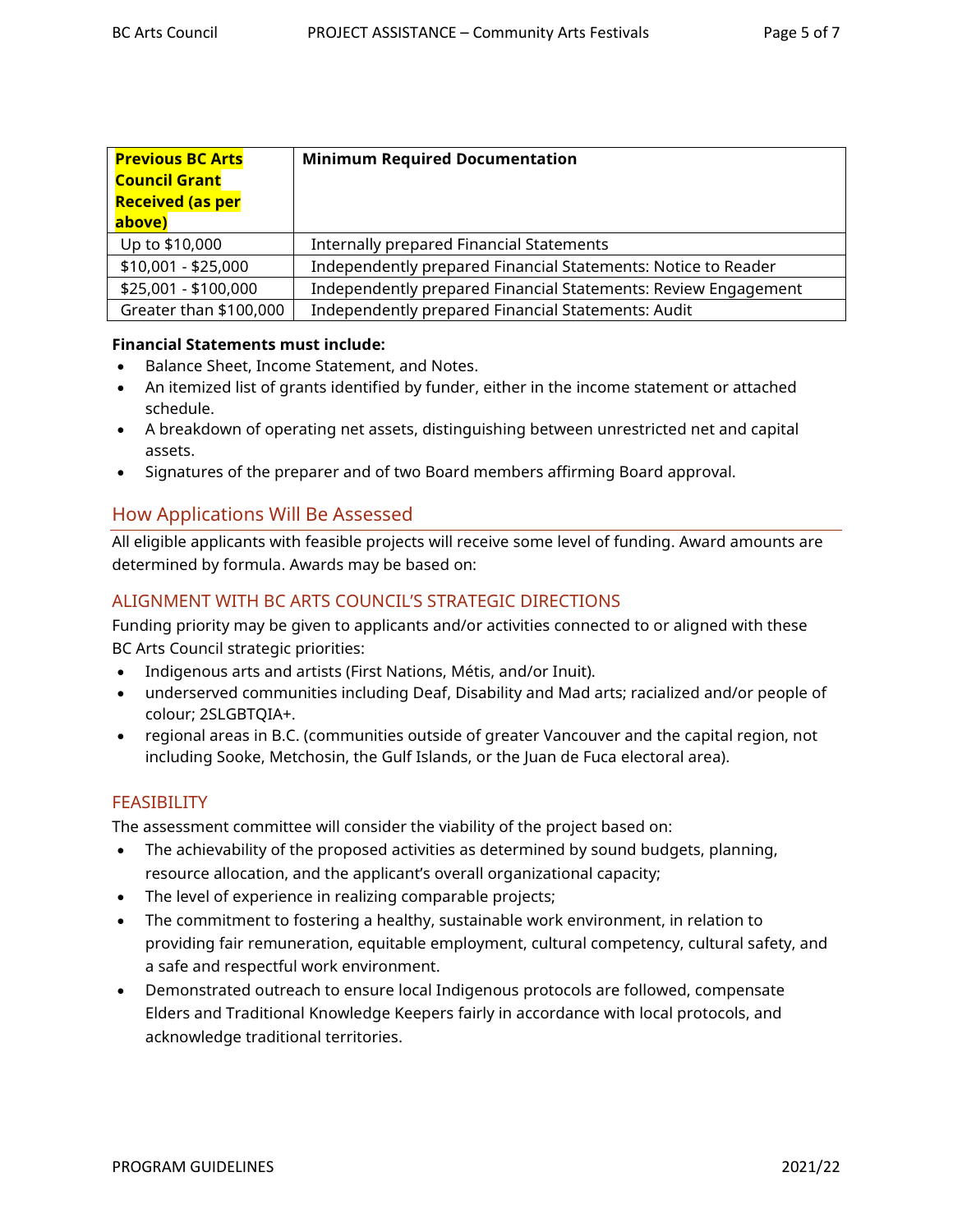| **Previous BC Arts Council Grant Received (as per above)** | **Minimum Required Documentation** |
|---|---|
| Up to $10,000 | Internally prepared Financial Statements |
| $10,001 - $25,000 | Independently prepared Financial Statements: Notice to Reader |
| $25,001 - $100,000 | Independently prepared Financial Statements: Review Engagement |
| Greater than $100,000 | Independently prepared Financial Statements: Audit |

**Financial Statements must include:**

- Balance Sheet, Income Statement, and Notes.
- An itemized list of grants identified by funder, either in the income statement or attached schedule.
- A breakdown of operating net assets, distinguishing between unrestricted net and capital assets.
- Signatures of the preparer and of two Board members affirming Board approval.

## How Applications Will Be Assessed

All eligible applicants with feasible projects will receive some level of funding. Award amounts are determined by formula. Awards may be based on:

### ALIGNMENT WITH BC ARTS COUNCIL'S STRATEGIC DIRECTIONS

Funding priority may be given to applicants and/or activities connected to or aligned with these BC Arts Council strategic priorities:

- Indigenous arts and artists (First Nations, Métis, and/or Inuit).
- underserved communities including Deaf, Disability and Mad arts; racialized and/or people of colour; 2SLGBTQIA+.
- regional areas in B.C. (communities outside of greater Vancouver and the capital region, not including Sooke, Metchosin, the Gulf Islands, or the Juan de Fuca electoral area).

### FEASIBILITY

The assessment committee will consider the viability of the project based on:

- The achievability of the proposed activities as determined by sound budgets, planning, resource allocation, and the applicant's overall organizational capacity;
- The level of experience in realizing comparable projects;
- The commitment to fostering a healthy, sustainable work environment, in relation to providing fair remuneration, equitable employment, cultural competency, cultural safety, and a safe and respectful work environment.
- Demonstrated outreach to ensure local Indigenous protocols are followed, compensate Elders and Traditional Knowledge Keepers fairly in accordance with local protocols, and acknowledge traditional territories.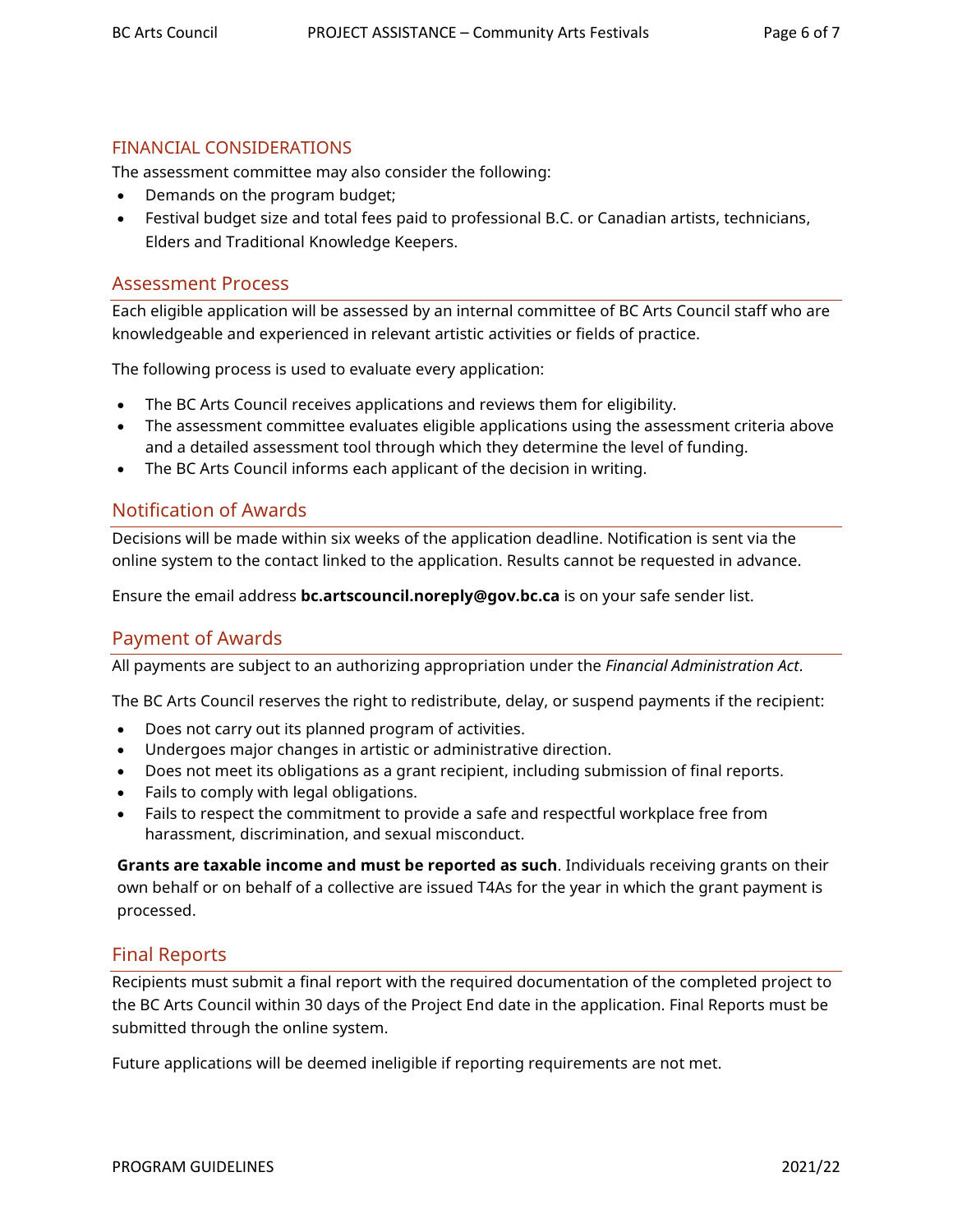### FINANCIAL CONSIDERATIONS

The assessment committee may also consider the following:

- Demands on the program budget;
- Festival budget size and total fees paid to professional B.C. or Canadian artists, technicians, Elders and Traditional Knowledge Keepers.

## Assessment Process

Each eligible application will be assessed by an internal committee of BC Arts Council staff who are knowledgeable and experienced in relevant artistic activities or fields of practice.

The following process is used to evaluate every application:

- The BC Arts Council receives applications and reviews them for eligibility.
- The assessment committee evaluates eligible applications using the assessment criteria above and a detailed assessment tool through which they determine the level of funding.
- The BC Arts Council informs each applicant of the decision in writing.

## Notification of Awards

Decisions will be made within six weeks of the application deadline. Notification is sent via the online system to the contact linked to the application. Results cannot be requested in advance.

Ensure the email address **bc.artscouncil.noreply@gov.bc.ca** is on your safe sender list.

## Payment of Awards

All payments are subject to an authorizing appropriation under the *Financial Administration Act*.

The BC Arts Council reserves the right to redistribute, delay, or suspend payments if the recipient:

- Does not carry out its planned program of activities.
- Undergoes major changes in artistic or administrative direction.
- Does not meet its obligations as a grant recipient, including submission of final reports.
- Fails to comply with legal obligations.
- Fails to respect the commitment to provide a safe and respectful workplace free from harassment, discrimination, and sexual misconduct.

**Grants are taxable income and must be reported as such**. Individuals receiving grants on their own behalf or on behalf of a collective are issued T4As for the year in which the grant payment is processed.

## Final Reports

Recipients must submit a final report with the required documentation of the completed project to the BC Arts Council within 30 days of the Project End date in the application. Final Reports must be submitted through the online system.

Future applications will be deemed ineligible if reporting requirements are not met.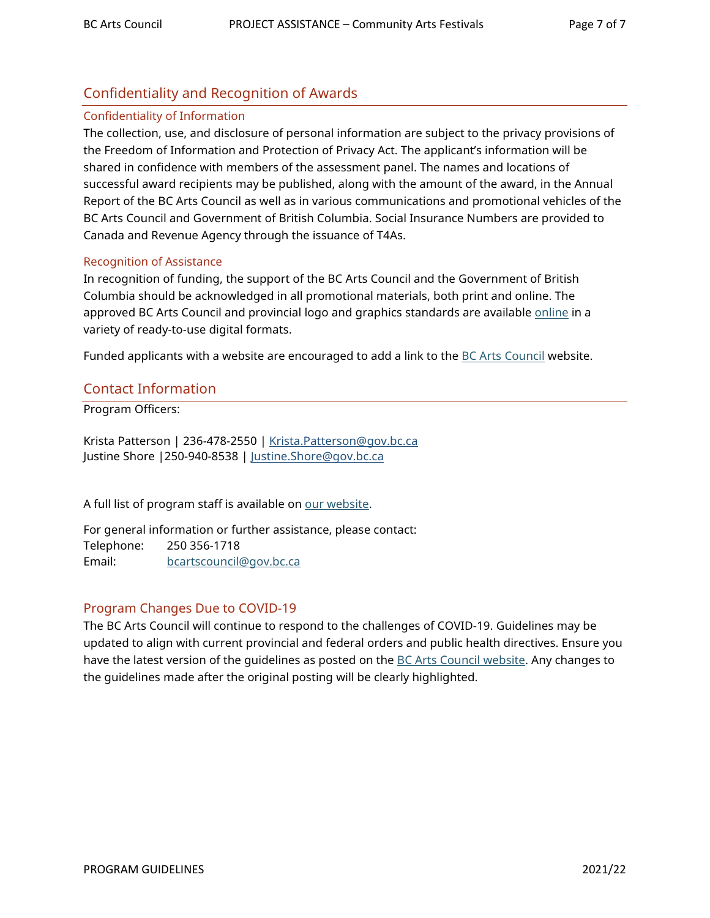## Confidentiality and Recognition of Awards

### Confidentiality of Information

The collection, use, and disclosure of personal information are subject to the privacy provisions of the Freedom of Information and Protection of Privacy Act. The applicant's information will be shared in confidence with members of the assessment panel. The names and locations of successful award recipients may be published, along with the amount of the award, in the Annual Report of the BC Arts Council as well as in various communications and promotional vehicles of the BC Arts Council and Government of British Columbia. Social Insurance Numbers are provided to Canada and Revenue Agency through the issuance of T4As.

### Recognition of Assistance

In recognition of funding, the support of the BC Arts Council and the Government of British Columbia should be acknowledged in all promotional materials, both print and online. The approved BC Arts Council and provincial logo and graphics standards are available online in a variety of ready-to-use digital formats.

Funded applicants with a website are encouraged to add a link to the BC Arts Council website.

## Contact Information

Program Officers:

Krista Patterson | 236-478-2550 | Krista.Patterson@gov.bc.ca
Justine Shore |250-940-8538 | Justine.Shore@gov.bc.ca

A full list of program staff is available on our website.

For general information or further assistance, please contact:
Telephone: 250 356-1718
Email: bcartscouncil@gov.bc.ca

### Program Changes Due to COVID-19

The BC Arts Council will continue to respond to the challenges of COVID-19. Guidelines may be updated to align with current provincial and federal orders and public health directives. Ensure you have the latest version of the guidelines as posted on the BC Arts Council website. Any changes to the guidelines made after the original posting will be clearly highlighted.